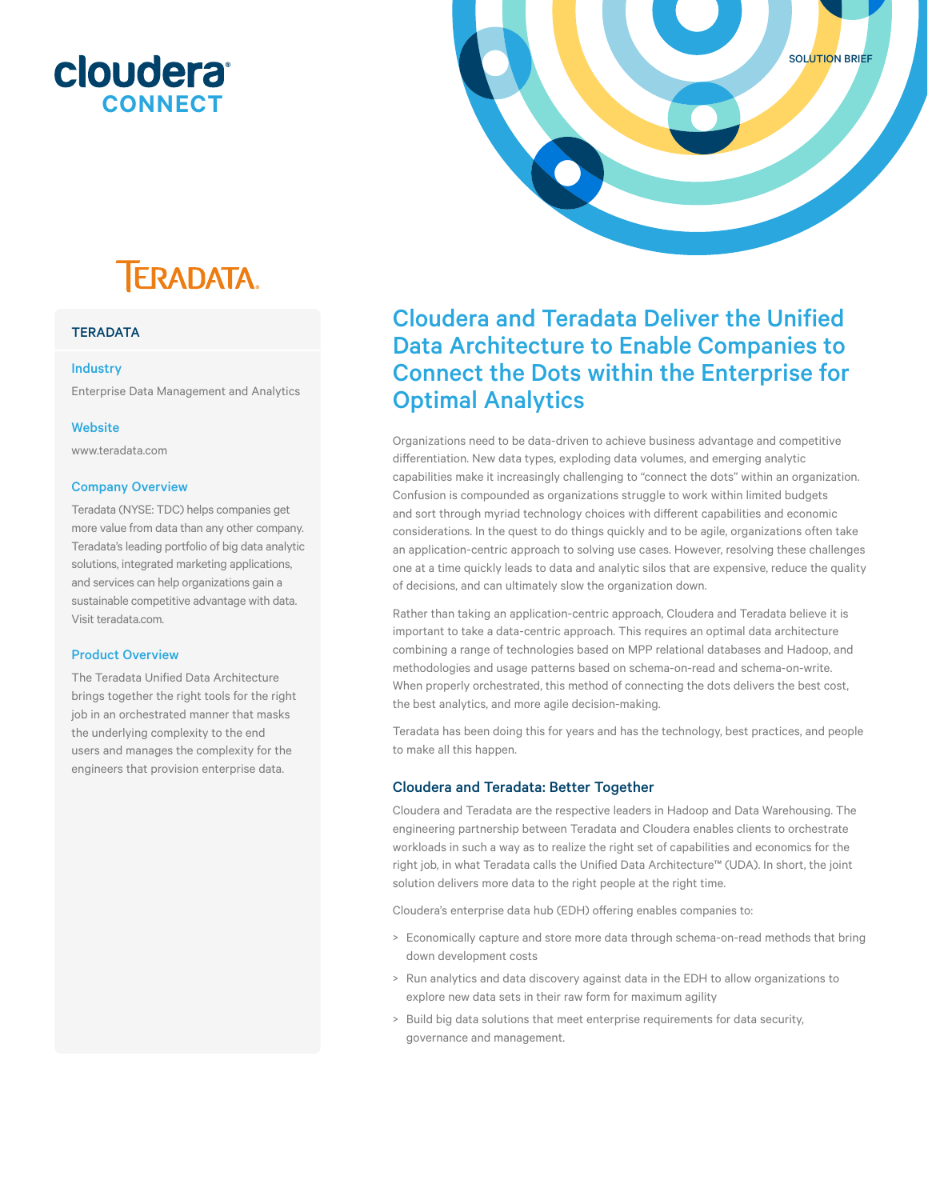cloudera CONNECT

SOLUTION BRIEF

TERADATA.

## TERADATA

### Industry

Enterprise Data Management and Analytics

### Website

www.teradata.com

### Company Overview

Teradata (NYSE: TDC) helps companies get more value from data than any other company. Teradata's leading portfolio of big data analytic solutions, integrated marketing applications, and services can help organizations gain a sustainable competitive advantage with data. Visit teradata.com.

### Product Overview

The Teradata Unified Data Architecture brings together the right tools for the right job in an orchestrated manner that masks the underlying complexity to the end users and manages the complexity for the engineers that provision enterprise data.

# Cloudera and Teradata Deliver the Unified Data Architecture to Enable Companies to Connect the Dots within the Enterprise for Optimal Analytics

Organizations need to be data-driven to achieve business advantage and competitive differentiation. New data types, exploding data volumes, and emerging analytic capabilities make it increasingly challenging to "connect the dots" within an organization. Confusion is compounded as organizations struggle to work within limited budgets and sort through myriad technology choices with different capabilities and economic considerations. In the quest to do things quickly and to be agile, organizations often take an application-centric approach to solving use cases. However, resolving these challenges one at a time quickly leads to data and analytic silos that are expensive, reduce the quality of decisions, and can ultimately slow the organization down.

Rather than taking an application-centric approach, Cloudera and Teradata believe it is important to take a data-centric approach. This requires an optimal data architecture combining a range of technologies based on MPP relational databases and Hadoop, and methodologies and usage patterns based on schema-on-read and schema-on-write. When properly orchestrated, this method of connecting the dots delivers the best cost, the best analytics, and more agile decision-making.

Teradata has been doing this for years and has the technology, best practices, and people to make all this happen.

## Cloudera and Teradata: Better Together

Cloudera and Teradata are the respective leaders in Hadoop and Data Warehousing. The engineering partnership between Teradata and Cloudera enables clients to orchestrate workloads in such a way as to realize the right set of capabilities and economics for the right job, in what Teradata calls the Unified Data Architecture™ (UDA). In short, the joint solution delivers more data to the right people at the right time.

Cloudera's enterprise data hub (EDH) offering enables companies to:

- Economically capture and store more data through schema-on-read methods that bring down development costs
- Run analytics and data discovery against data in the EDH to allow organizations to explore new data sets in their raw form for maximum agility
- Build big data solutions that meet enterprise requirements for data security, governance and management.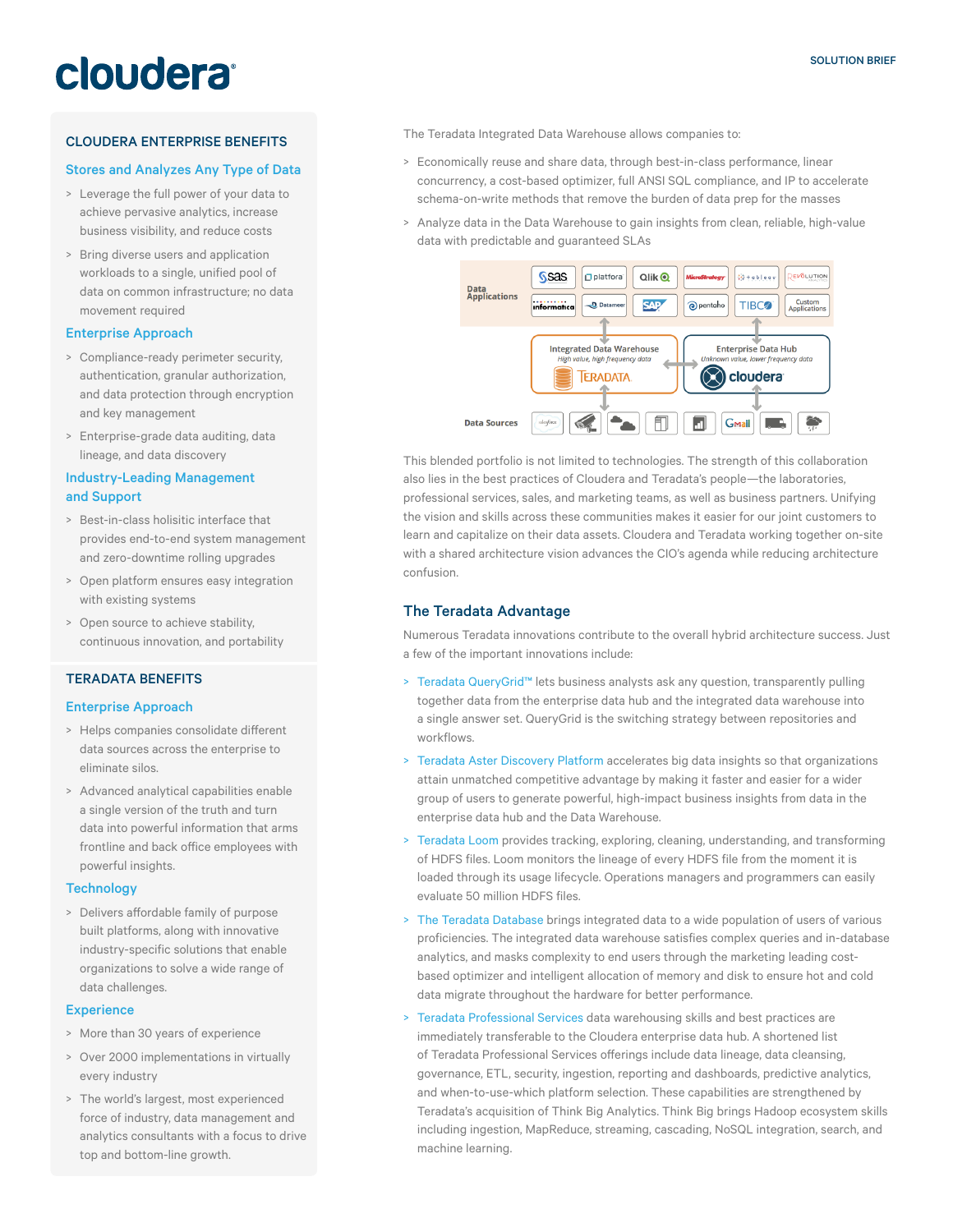## CLOUDERA ENTERPRISE BENEFITS

### Stores and Analyzes Any Type of Data

> Leverage the full power of your data to achieve pervasive analytics, increase business visibility, and reduce costs

> Bring diverse users and application workloads to a single, unified pool of data on common infrastructure; no data movement required

### Enterprise Approach

> Compliance-ready perimeter security, authentication, granular authorization, and data protection through encryption and key management

> Enterprise-grade data auditing, data lineage, and data discovery

### Industry-Leading Management and Support

> Best-in-class holisitic interface that provides end-to-end system management and zero-downtime rolling upgrades

> Open platform ensures easy integration with existing systems

> Open source to achieve stability, continuous innovation, and portability

## TERADATA BENEFITS

### Enterprise Approach

> Helps companies consolidate different data sources across the enterprise to eliminate silos.

> Advanced analytical capabilities enable a single version of the truth and turn data into powerful information that arms frontline and back office employees with powerful insights.

### Technology

> Delivers affordable family of purpose built platforms, along with innovative industry-specific solutions that enable organizations to solve a wide range of data challenges.

### Experience

> More than 30 years of experience

> Over 2000 implementations in virtually every industry

> The world's largest, most experienced force of industry, data management and analytics consultants with a focus to drive top and bottom-line growth.

The Teradata Integrated Data Warehouse allows companies to:

> Economically reuse and share data, through best-in-class performance, linear concurrency, a cost-based optimizer, full ANSI SQL compliance, and IP to accelerate schema-on-write methods that remove the burden of data prep for the masses

> Analyze data in the Data Warehouse to gain insights from clean, reliable, high-value data with predictable and guaranteed SLAs

Data Applications: SAS, platfora, Qlik, MicroStrategy, tableau, Revolution Analytics, Informatica, Datameer, SAP, pentaho, TIBCO, Custom Applications

Integrated Data Warehouse — *High value, high frequency data* — TERADATA

Enterprise Data Hub — *Unknown value, lower frequency data* — cloudera

Data Sources

This blended portfolio is not limited to technologies. The strength of this collaboration also lies in the best practices of Cloudera and Teradata's people—the laboratories, professional services, sales, and marketing teams, as well as business partners. Unifying the vision and skills across these communities makes it easier for our joint customers to learn and capitalize on their data assets. Cloudera and Teradata working together on-site with a shared architecture vision advances the CIO's agenda while reducing architecture confusion.

## The Teradata Advantage

Numerous Teradata innovations contribute to the overall hybrid architecture success. Just a few of the important innovations include:

> Teradata QueryGrid™ lets business analysts ask any question, transparently pulling together data from the enterprise data hub and the integrated data warehouse into a single answer set. QueryGrid is the switching strategy between repositories and workflows.

> Teradata Aster Discovery Platform accelerates big data insights so that organizations attain unmatched competitive advantage by making it faster and easier for a wider group of users to generate powerful, high-impact business insights from data in the enterprise data hub and the Data Warehouse.

> Teradata Loom provides tracking, exploring, cleaning, understanding, and transforming of HDFS files. Loom monitors the lineage of every HDFS file from the moment it is loaded through its usage lifecycle. Operations managers and programmers can easily evaluate 50 million HDFS files.

> The Teradata Database brings integrated data to a wide population of users of various proficiencies. The integrated data warehouse satisfies complex queries and in-database analytics, and masks complexity to end users through the marketing leading cost-based optimizer and intelligent allocation of memory and disk to ensure hot and cold data migrate throughout the hardware for better performance.

> Teradata Professional Services data warehousing skills and best practices are immediately transferable to the Cloudera enterprise data hub. A shortened list of Teradata Professional Services offerings include data lineage, data cleansing, governance, ETL, security, ingestion, reporting and dashboards, predictive analytics, and when-to-use-which platform selection. These capabilities are strengthened by Teradata's acquisition of Think Big Analytics. Think Big brings Hadoop ecosystem skills including ingestion, MapReduce, streaming, cascading, NoSQL integration, search, and machine learning.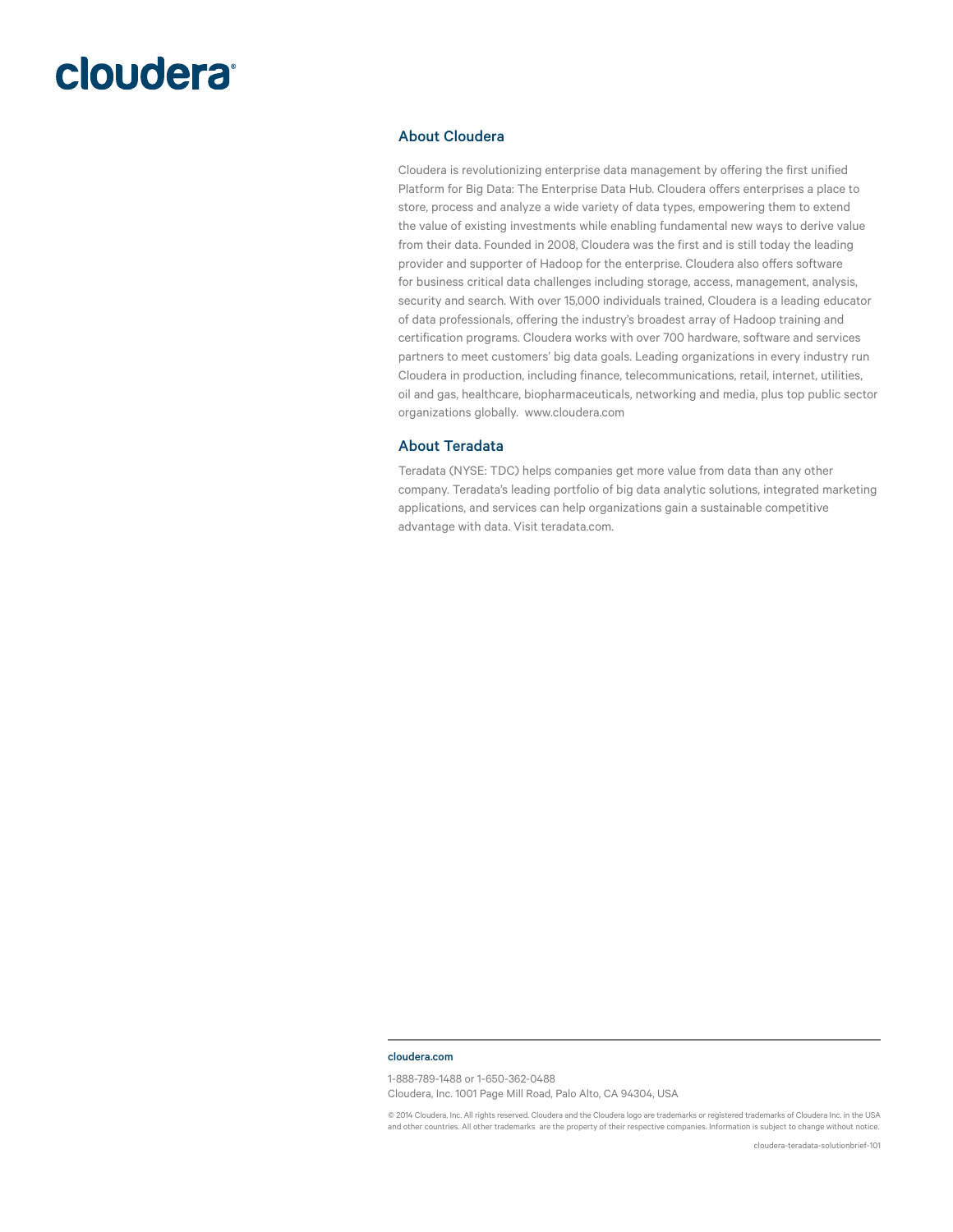## About Cloudera

Cloudera is revolutionizing enterprise data management by offering the first unified Platform for Big Data: The Enterprise Data Hub. Cloudera offers enterprises a place to store, process and analyze a wide variety of data types, empowering them to extend the value of existing investments while enabling fundamental new ways to derive value from their data. Founded in 2008, Cloudera was the first and is still today the leading provider and supporter of Hadoop for the enterprise. Cloudera also offers software for business critical data challenges including storage, access, management, analysis, security and search. With over 15,000 individuals trained, Cloudera is a leading educator of data professionals, offering the industry's broadest array of Hadoop training and certification programs. Cloudera works with over 700 hardware, software and services partners to meet customers' big data goals. Leading organizations in every industry run Cloudera in production, including finance, telecommunications, retail, internet, utilities, oil and gas, healthcare, biopharmaceuticals, networking and media, plus top public sector organizations globally. www.cloudera.com

## About Teradata

Teradata (NYSE: TDC) helps companies get more value from data than any other company. Teradata's leading portfolio of big data analytic solutions, integrated marketing applications, and services can help organizations gain a sustainable competitive advantage with data. Visit teradata.com.

**cloudera.com**

1-888-789-1488 or 1-650-362-0488
Cloudera, Inc. 1001 Page Mill Road, Palo Alto, CA 94304, USA

© 2014 Cloudera, Inc. All rights reserved. Cloudera and the Cloudera logo are trademarks or registered trademarks of Cloudera Inc. in the USA and other countries. All other trademarks are the property of their respective companies. Information is subject to change without notice.

cloudera-teradata-solutionbrief-101